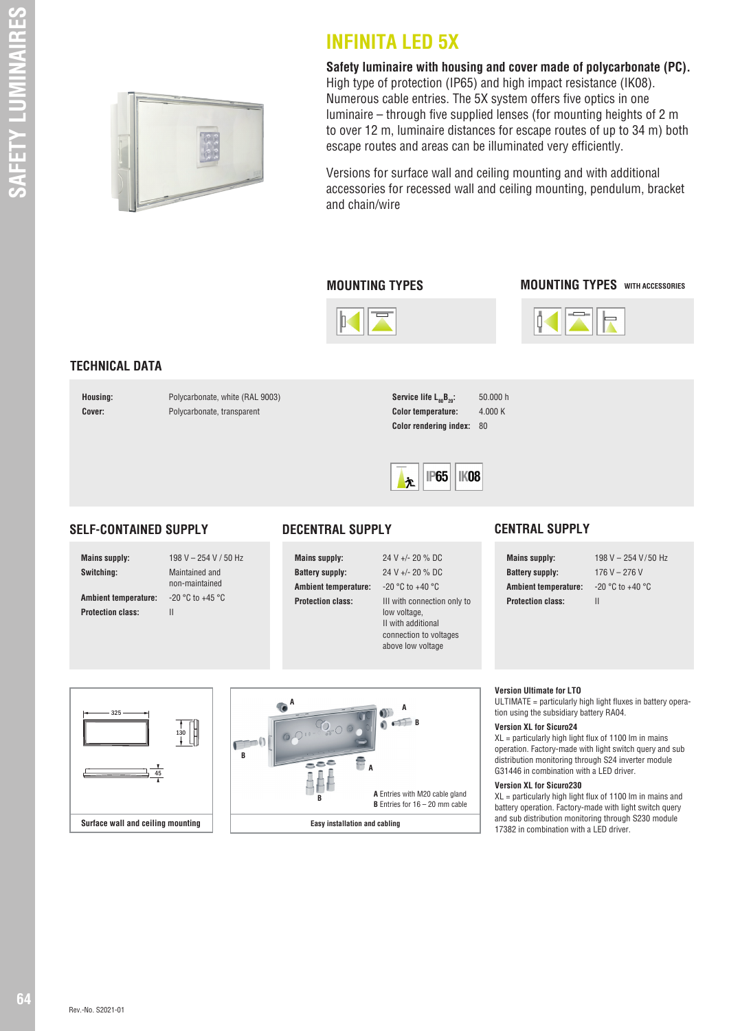# INFINITA LED 5X

**Safety luminaire with housing and cover made of polycarbonate (PC).** High type of protection (IP65) and high impact resistance (IK08). Numerous cable entries. The 5X system offers five optics in one luminaire – through five supplied lenses (for mounting heights of 2 m to over 12 m, luminaire distances for escape routes of up to 34 m) both escape routes and areas can be illuminated very efficiently.

Versions for surface wall and ceiling mounting and with additional accessories for recessed wall and ceiling mounting, pendulum, bracket and chain/wire

## MOUNTING TYPES

## MOUNTING TYPES WITH ACCESSORIES

## TECHNICAL DATA

| | |
|---|---|
| **Housing:** | Polycarbonate, white (RAL 9003) |
| **Cover:** | Polycarbonate, transparent |
| **Service life $L_{80}B_{20}$:** | 50.000 h |
| **Color temperature:** | 4.000 K |
| **Color rendering index:** | 80 |

IP65 IK08

## SELF-CONTAINED SUPPLY

| | |
|---|---|
| **Mains supply:** | 198 V – 254 V / 50 Hz |
| **Switching:** | Maintained and non-maintained |
| **Ambient temperature:** | -20 °C to +45 °C |
| **Protection class:** | II |

## DECENTRAL SUPPLY

| | |
|---|---|
| **Mains supply:** | 24 V +/- 20 % DC |
| **Battery supply:** | 24 V +/- 20 % DC |
| **Ambient temperature:** | -20 °C to +40 °C |
| **Protection class:** | III with connection only to low voltage, II with additional connection to voltages above low voltage |

## CENTRAL SUPPLY

| | |
|---|---|
| **Mains supply:** | 198 V – 254 V/50 Hz |
| **Battery supply:** | 176 V – 276 V |
| **Ambient temperature:** | -20 °C to +40 °C |
| **Protection class:** | II |

325

130

45

**Surface wall and ceiling mounting**

A

A

B

B

A

B

**A** Entries with M20 cable gland
**B** Entries for 16 – 20 mm cable

**Easy installation and cabling**

**Version Ultimate for LTO**
ULTIMATE = particularly high light fluxes in battery operation using the subsidiary battery RA04.

**Version XL for Sicuro24**
XL = particularly high light flux of 1100 lm in mains operation. Factory-made with light switch query and sub distribution monitoring through S24 inverter module G31446 in combination with a LED driver.

**Version XL for Sicuro230**
XL = particularly high light flux of 1100 lm in mains and battery operation. Factory-made with light switch query and sub distribution monitoring through S230 module 17382 in combination with a LED driver.

Rev.-No. S2021-01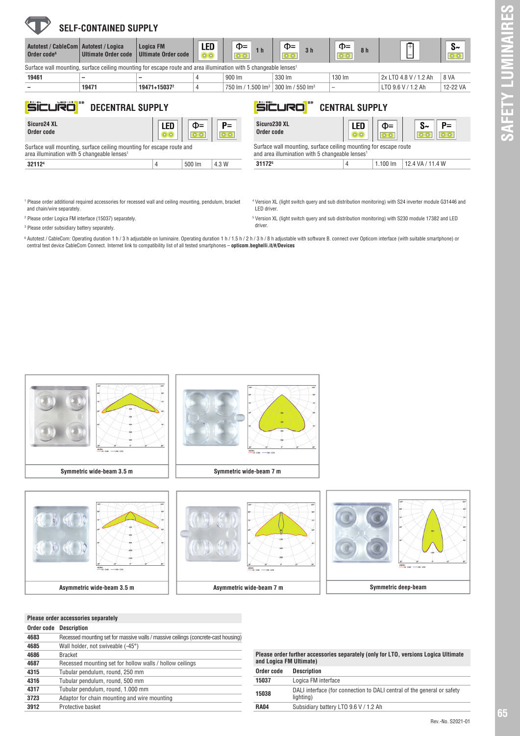## SELF-CONTAINED SUPPLY

| Autotest / CableCom Order code[6] | Autotest / Logica Ultimate Order code | Logica FM Ultimate Order code | LED | Φ= 1 h | Φ= 3 h | Φ= 8 h | Battery | S~ |
|---|---|---|---|---|---|---|---|---|
| Surface wall mounting, surface ceiling mounting for escape route and area illumination with 5 changeable lenses[1] | | | | | | | | |
| 19461 | – | – | 4 | 900 lm | 330 lm | 130 lm | 2x LTO 4.8 V / 1.2 Ah | 8 VA |
| – | 19471 | 19471+15037[2] | 4 | 750 lm / 1.500 lm[3] | 300 lm / 550 lm[3] | – | LTO 9.6 V / 1.2 Ah | 12-22 VA |

## SICURO DECENTRAL SUPPLY

| Sicuro24 XL Order code | LED | Φ= | P= |
|---|---|---|---|
| Surface wall mounting, surface ceiling mounting for escape route and area illumination with 5 changeable lenses[1] | | | |
| 32112[4] | 4 | 500 lm | 4.3 W |

## SICURO CENTRAL SUPPLY

| Sicuro230 XL Order code | LED | Φ= | S~ / P= |
|---|---|---|---|
| Surface wall mounting, surface ceiling mounting for escape route and area illumination with 5 changeable lenses[1] | | | |
| 31172[5] | 4 | 1.100 lm | 12.4 VA / 11.4 W |

[1] Please order additional required accessories for recessed wall and ceiling mounting, pendulum, bracket and chain/wire separately.

[2] Please order Logica FM interface (15037) separately.

[3] Please order subsidiary battery separately.

[4] Version XL (light switch query and sub distribution monitoring) with S24 inverter module G31446 and LED driver.

[5] Version XL (light switch query and sub distribution monitoring) with S230 module 17382 and LED driver.

[6] Autotest / CableCom: Operating duration 1 h / 3 h adjustable on luminaire. Operating duration 1 h / 1.5 h / 2 h / 3 h / 8 h adjustable with software B. connect over Opticom interface (with suitable smartphone) or central test device CableCom Connect. Internet link to compatibility list of all tested smartphones – **opticom.beghelli.it/#/Devices**

Symmetric wide-beam 3.5 m

Symmetric wide-beam 7 m

Asymmetric wide-beam 3.5 m

Asymmetric wide-beam 7 m

Symmetric deep-beam

| Please order accessories separately | |
|---|---|
| **Order code** | **Description** |
| 4683 | Recessed mounting set for massive walls / massive ceilings (concrete-cast housing) |
| 4685 | Wall holder, not swiveable (-45°) |
| 4686 | Bracket |
| 4687 | Recessed mounting set for hollow walls / hollow ceilings |
| 4315 | Tubular pendulum, round, 250 mm |
| 4316 | Tubular pendulum, round, 500 mm |
| 4317 | Tubular pendulum, round, 1.000 mm |
| 3723 | Adaptor for chain mounting and wire mounting |
| 3912 | Protective basket |

| Please order further accessories separately (only for LTO, versions Logica Ultimate and Logica FM Ultimate) | |
|---|---|
| **Order code** | **Description** |
| 15037 | Logica FM interface |
| 15038 | DALI interface (for connection to DALI central of the general or safety lighting) |
| RA04 | Subsidiary battery LTO 9.6 V / 1.2 Ah |

Rev.-No. S2021-01